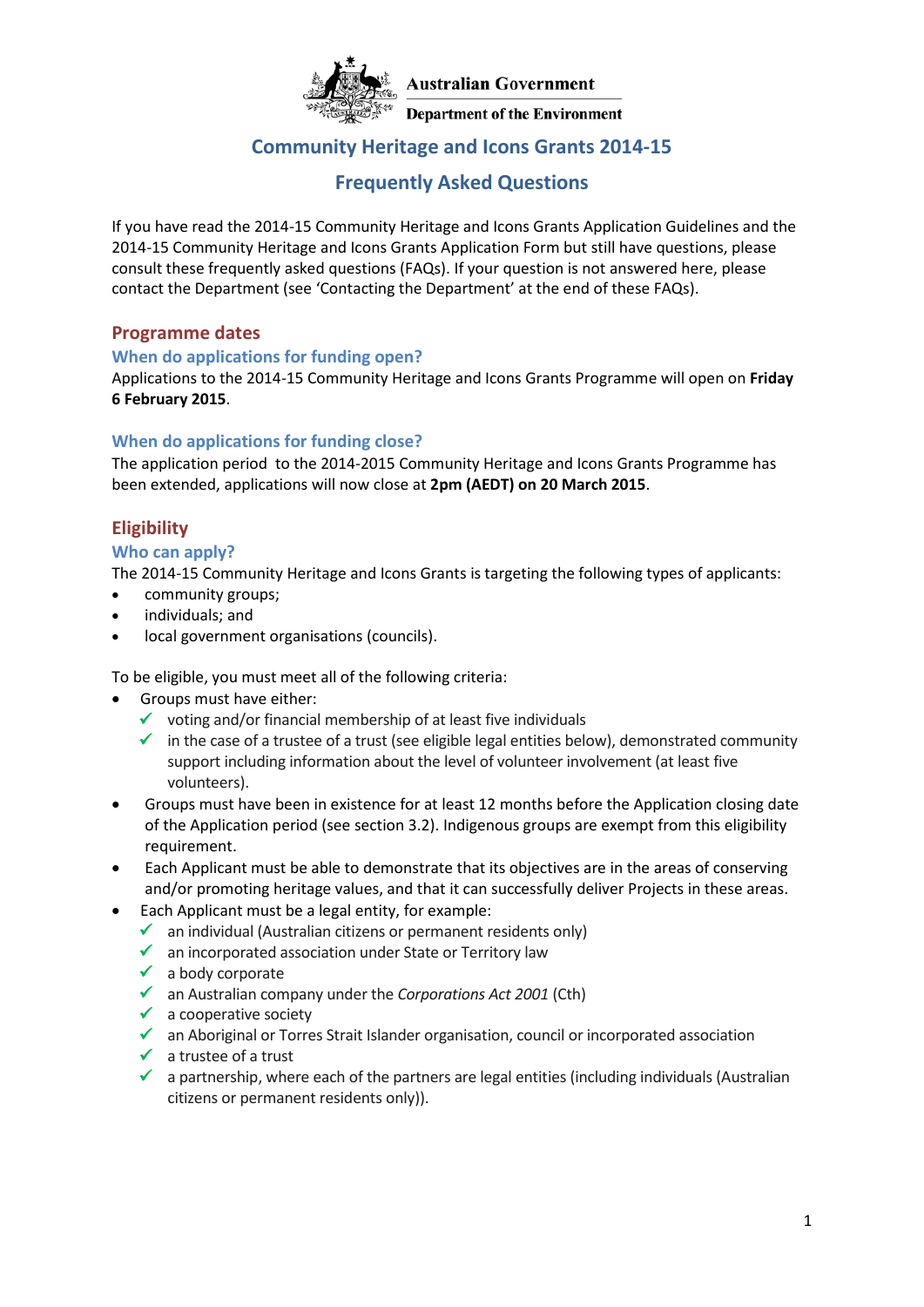Australian Government

Department of the Environment

# Community Heritage and Icons Grants 2014-15

# Frequently Asked Questions

If you have read the 2014-15 Community Heritage and Icons Grants Application Guidelines and the 2014-15 Community Heritage and Icons Grants Application Form but still have questions, please consult these frequently asked questions (FAQs). If your question is not answered here, please contact the Department (see 'Contacting the Department' at the end of these FAQs).

## Programme dates

### When do applications for funding open?

Applications to the 2014-15 Community Heritage and Icons Grants Programme will open on **Friday 6 February 2015**.

### When do applications for funding close?

The application period to the 2014-2015 Community Heritage and Icons Grants Programme has been extended, applications will now close at **2pm (AEDT) on 20 March 2015**.

## Eligibility

### Who can apply?

The 2014-15 Community Heritage and Icons Grants is targeting the following types of applicants:

- community groups;
- individuals; and
- local government organisations (councils).

To be eligible, you must meet all of the following criteria:

- Groups must have either:
  - ✓ voting and/or financial membership of at least five individuals
  - ✓ in the case of a trustee of a trust (see eligible legal entities below), demonstrated community support including information about the level of volunteer involvement (at least five volunteers).
- Groups must have been in existence for at least 12 months before the Application closing date of the Application period (see section 3.2). Indigenous groups are exempt from this eligibility requirement.
- Each Applicant must be able to demonstrate that its objectives are in the areas of conserving and/or promoting heritage values, and that it can successfully deliver Projects in these areas.
- Each Applicant must be a legal entity, for example:
  - ✓ an individual (Australian citizens or permanent residents only)
  - ✓ an incorporated association under State or Territory law
  - ✓ a body corporate
  - ✓ an Australian company under the *Corporations Act 2001* (Cth)
  - ✓ a cooperative society
  - ✓ an Aboriginal or Torres Strait Islander organisation, council or incorporated association
  - ✓ a trustee of a trust
  - ✓ a partnership, where each of the partners are legal entities (including individuals (Australian citizens or permanent residents only)).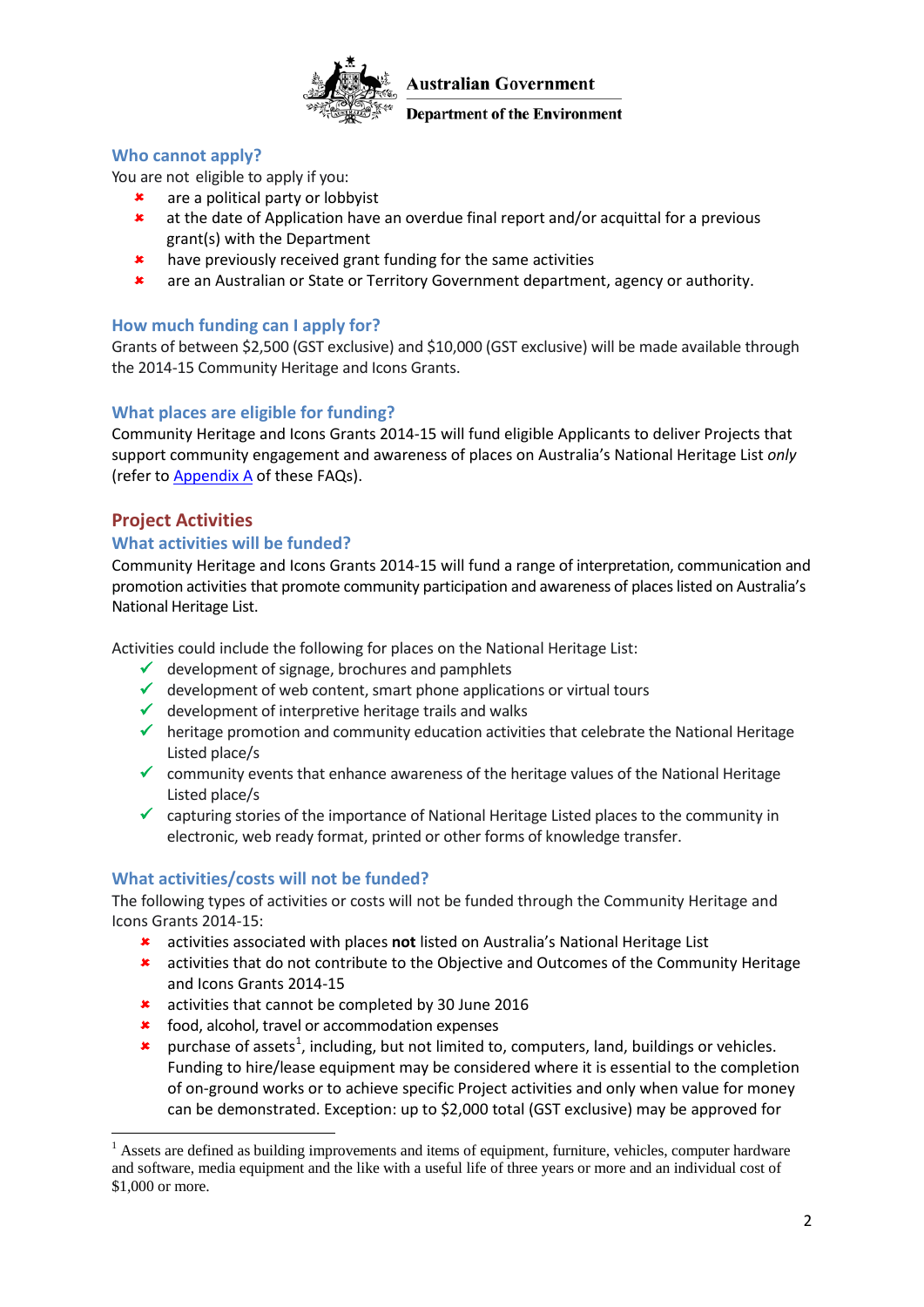## Who cannot apply?

You are not eligible to apply if you:

- ✘ are a political party or lobbyist
- ✘ at the date of Application have an overdue final report and/or acquittal for a previous grant(s) with the Department
- ✘ have previously received grant funding for the same activities
- ✘ are an Australian or State or Territory Government department, agency or authority.

## How much funding can I apply for?

Grants of between $2,500 (GST exclusive) and $10,000 (GST exclusive) will be made available through the 2014-15 Community Heritage and Icons Grants.

## What places are eligible for funding?

Community Heritage and Icons Grants 2014-15 will fund eligible Applicants to deliver Projects that support community engagement and awareness of places on Australia's National Heritage List *only* (refer to Appendix A of these FAQs).

# Project Activities

## What activities will be funded?

Community Heritage and Icons Grants 2014-15 will fund a range of interpretation, communication and promotion activities that promote community participation and awareness of places listed on Australia's National Heritage List.

Activities could include the following for places on the National Heritage List:

- ✓ development of signage, brochures and pamphlets
- ✓ development of web content, smart phone applications or virtual tours
- ✓ development of interpretive heritage trails and walks
- ✓ heritage promotion and community education activities that celebrate the National Heritage Listed place/s
- ✓ community events that enhance awareness of the heritage values of the National Heritage Listed place/s
- ✓ capturing stories of the importance of National Heritage Listed places to the community in electronic, web ready format, printed or other forms of knowledge transfer.

## What activities/costs will not be funded?

The following types of activities or costs will not be funded through the Community Heritage and Icons Grants 2014-15:

- ✘ activities associated with places **not** listed on Australia's National Heritage List
- ✘ activities that do not contribute to the Objective and Outcomes of the Community Heritage and Icons Grants 2014-15
- ✘ activities that cannot be completed by 30 June 2016
- ✘ food, alcohol, travel or accommodation expenses
- ✘ purchase of assets[1], including, but not limited to, computers, land, buildings or vehicles. Funding to hire/lease equipment may be considered where it is essential to the completion of on-ground works or to achieve specific Project activities and only when value for money can be demonstrated. Exception: up to $2,000 total (GST exclusive) may be approved for

[1] Assets are defined as building improvements and items of equipment, furniture, vehicles, computer hardware and software, media equipment and the like with a useful life of three years or more and an individual cost of $1,000 or more.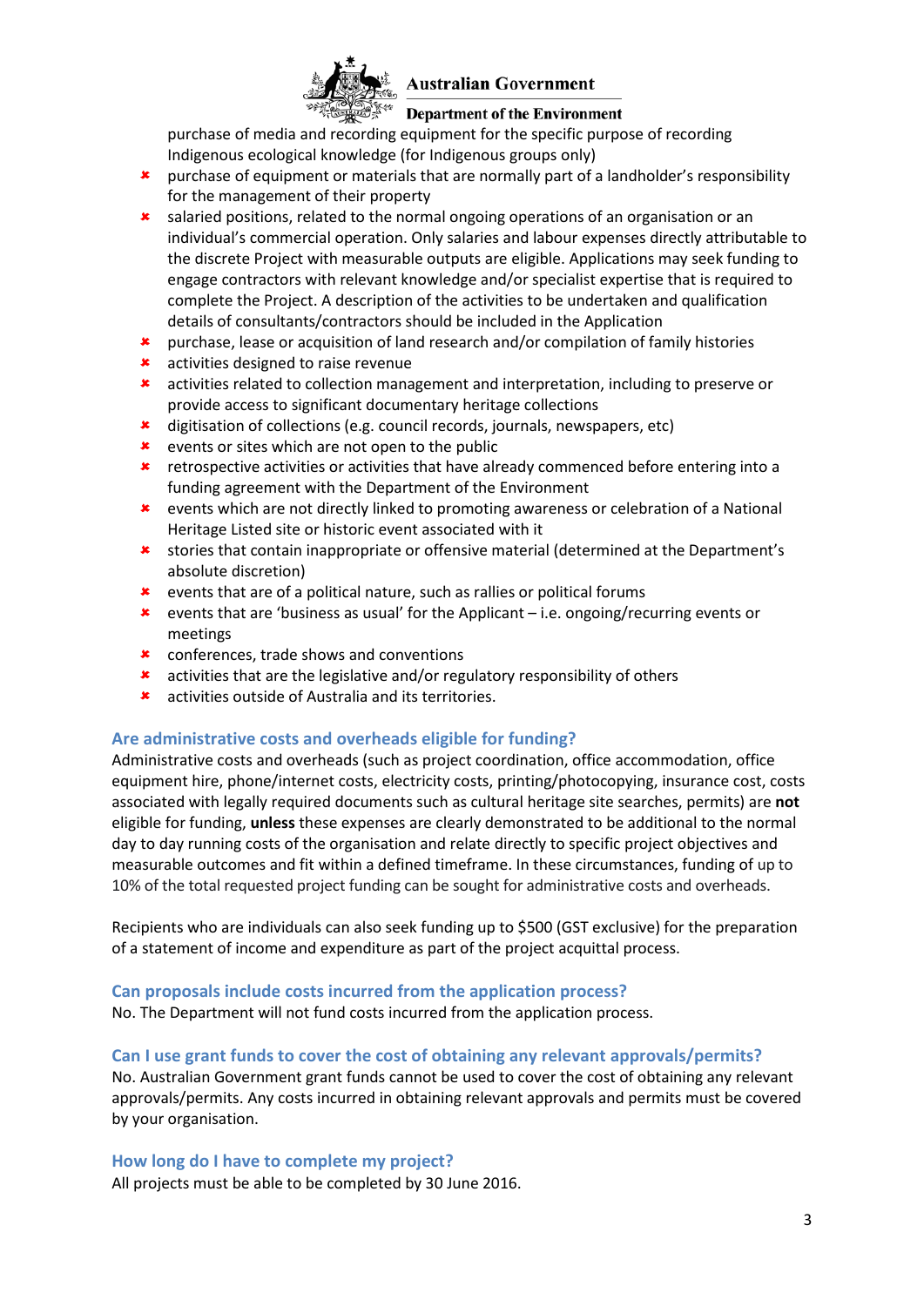purchase of media and recording equipment for the specific purpose of recording Indigenous ecological knowledge (for Indigenous groups only)

- purchase of equipment or materials that are normally part of a landholder's responsibility for the management of their property
- salaried positions, related to the normal ongoing operations of an organisation or an individual's commercial operation. Only salaries and labour expenses directly attributable to the discrete Project with measurable outputs are eligible. Applications may seek funding to engage contractors with relevant knowledge and/or specialist expertise that is required to complete the Project. A description of the activities to be undertaken and qualification details of consultants/contractors should be included in the Application
- purchase, lease or acquisition of land research and/or compilation of family histories
- activities designed to raise revenue
- activities related to collection management and interpretation, including to preserve or provide access to significant documentary heritage collections
- digitisation of collections (e.g. council records, journals, newspapers, etc)
- events or sites which are not open to the public
- retrospective activities or activities that have already commenced before entering into a funding agreement with the Department of the Environment
- events which are not directly linked to promoting awareness or celebration of a National Heritage Listed site or historic event associated with it
- stories that contain inappropriate or offensive material (determined at the Department's absolute discretion)
- events that are of a political nature, such as rallies or political forums
- events that are 'business as usual' for the Applicant – i.e. ongoing/recurring events or meetings
- conferences, trade shows and conventions
- activities that are the legislative and/or regulatory responsibility of others
- activities outside of Australia and its territories.

### Are administrative costs and overheads eligible for funding?

Administrative costs and overheads (such as project coordination, office accommodation, office equipment hire, phone/internet costs, electricity costs, printing/photocopying, insurance cost, costs associated with legally required documents such as cultural heritage site searches, permits) are **not** eligible for funding, **unless** these expenses are clearly demonstrated to be additional to the normal day to day running costs of the organisation and relate directly to specific project objectives and measurable outcomes and fit within a defined timeframe. In these circumstances, funding of up to 10% of the total requested project funding can be sought for administrative costs and overheads.

Recipients who are individuals can also seek funding up to $500 (GST exclusive) for the preparation of a statement of income and expenditure as part of the project acquittal process.

### Can proposals include costs incurred from the application process?

No. The Department will not fund costs incurred from the application process.

### Can I use grant funds to cover the cost of obtaining any relevant approvals/permits?

No. Australian Government grant funds cannot be used to cover the cost of obtaining any relevant approvals/permits. Any costs incurred in obtaining relevant approvals and permits must be covered by your organisation.

### How long do I have to complete my project?

All projects must be able to be completed by 30 June 2016.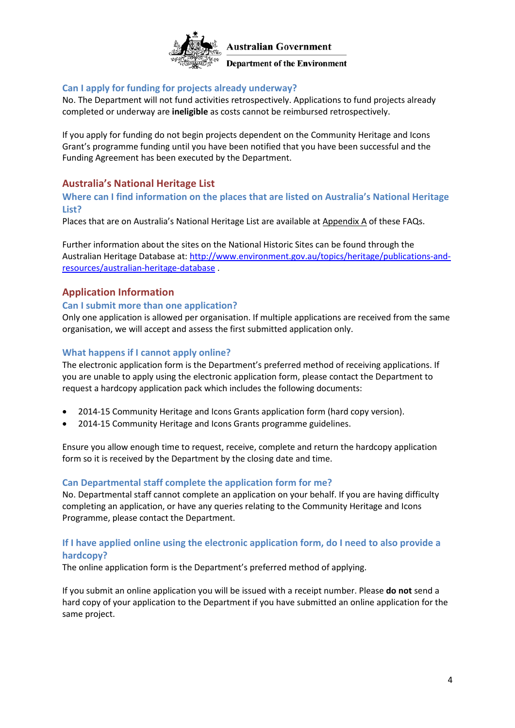### Can I apply for funding for projects already underway?

No. The Department will not fund activities retrospectively. Applications to fund projects already completed or underway are **ineligible** as costs cannot be reimbursed retrospectively.

If you apply for funding do not begin projects dependent on the Community Heritage and Icons Grant's programme funding until you have been notified that you have been successful and the Funding Agreement has been executed by the Department.

## Australia's National Heritage List

### Where can I find information on the places that are listed on Australia's National Heritage List?

Places that are on Australia's National Heritage List are available at Appendix A of these FAQs.

Further information about the sites on the National Historic Sites can be found through the Australian Heritage Database at: http://www.environment.gov.au/topics/heritage/publications-and-resources/australian-heritage-database .

## Application Information

### Can I submit more than one application?

Only one application is allowed per organisation. If multiple applications are received from the same organisation, we will accept and assess the first submitted application only.

### What happens if I cannot apply online?

The electronic application form is the Department's preferred method of receiving applications. If you are unable to apply using the electronic application form, please contact the Department to request a hardcopy application pack which includes the following documents:

- 2014-15 Community Heritage and Icons Grants application form (hard copy version).
- 2014-15 Community Heritage and Icons Grants programme guidelines.

Ensure you allow enough time to request, receive, complete and return the hardcopy application form so it is received by the Department by the closing date and time.

### Can Departmental staff complete the application form for me?

No. Departmental staff cannot complete an application on your behalf. If you are having difficulty completing an application, or have any queries relating to the Community Heritage and Icons Programme, please contact the Department.

### If I have applied online using the electronic application form, do I need to also provide a hardcopy?

The online application form is the Department's preferred method of applying.

If you submit an online application you will be issued with a receipt number. Please **do not** send a hard copy of your application to the Department if you have submitted an online application for the same project.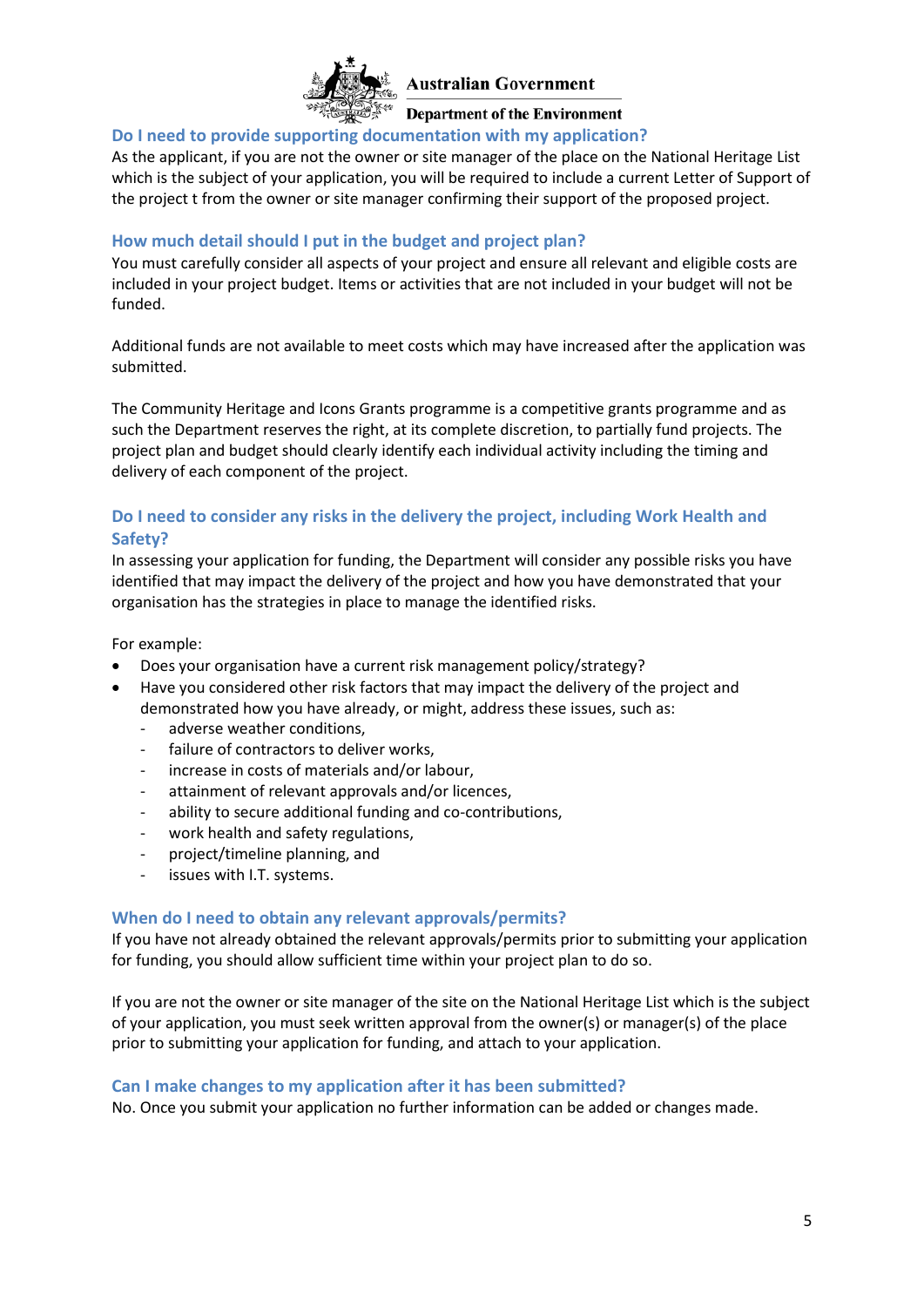### Do I need to provide supporting documentation with my application?

As the applicant, if you are not the owner or site manager of the place on the National Heritage List which is the subject of your application, you will be required to include a current Letter of Support of the project t from the owner or site manager confirming their support of the proposed project.

### How much detail should I put in the budget and project plan?

You must carefully consider all aspects of your project and ensure all relevant and eligible costs are included in your project budget. Items or activities that are not included in your budget will not be funded.

Additional funds are not available to meet costs which may have increased after the application was submitted.

The Community Heritage and Icons Grants programme is a competitive grants programme and as such the Department reserves the right, at its complete discretion, to partially fund projects. The project plan and budget should clearly identify each individual activity including the timing and delivery of each component of the project.

### Do I need to consider any risks in the delivery the project, including Work Health and Safety?

In assessing your application for funding, the Department will consider any possible risks you have identified that may impact the delivery of the project and how you have demonstrated that your organisation has the strategies in place to manage the identified risks.

For example:

- Does your organisation have a current risk management policy/strategy?
- Have you considered other risk factors that may impact the delivery of the project and demonstrated how you have already, or might, address these issues, such as:
  - adverse weather conditions,
  - failure of contractors to deliver works,
  - increase in costs of materials and/or labour,
  - attainment of relevant approvals and/or licences,
  - ability to secure additional funding and co-contributions,
  - work health and safety regulations,
  - project/timeline planning, and
  - issues with I.T. systems.

### When do I need to obtain any relevant approvals/permits?

If you have not already obtained the relevant approvals/permits prior to submitting your application for funding, you should allow sufficient time within your project plan to do so.

If you are not the owner or site manager of the site on the National Heritage List which is the subject of your application, you must seek written approval from the owner(s) or manager(s) of the place prior to submitting your application for funding, and attach to your application.

### Can I make changes to my application after it has been submitted?

No. Once you submit your application no further information can be added or changes made.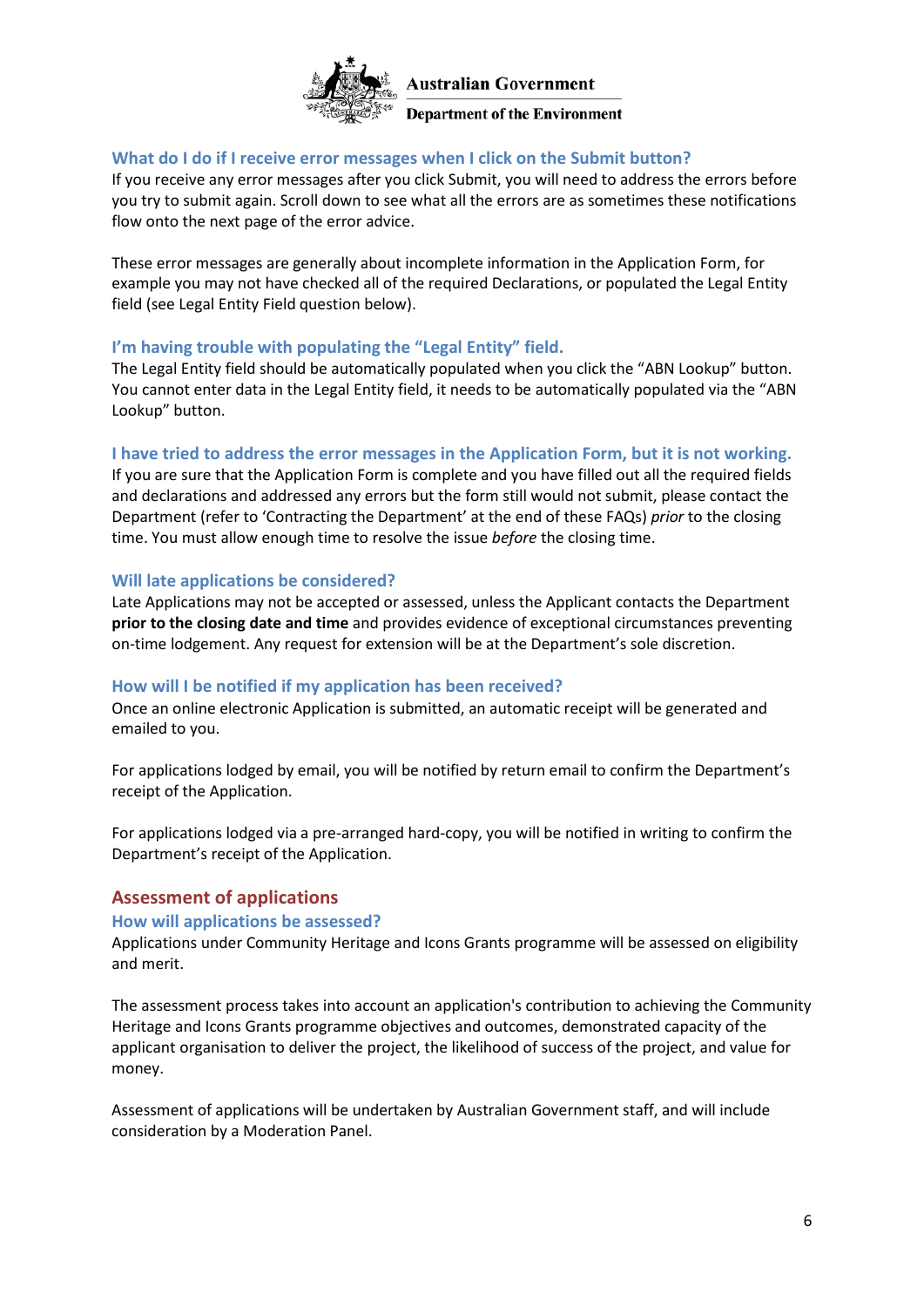### What do I do if I receive error messages when I click on the Submit button?

If you receive any error messages after you click Submit, you will need to address the errors before you try to submit again. Scroll down to see what all the errors are as sometimes these notifications flow onto the next page of the error advice.

These error messages are generally about incomplete information in the Application Form, for example you may not have checked all of the required Declarations, or populated the Legal Entity field (see Legal Entity Field question below).

### I'm having trouble with populating the "Legal Entity" field.

The Legal Entity field should be automatically populated when you click the "ABN Lookup" button. You cannot enter data in the Legal Entity field, it needs to be automatically populated via the "ABN Lookup" button.

### I have tried to address the error messages in the Application Form, but it is not working.

If you are sure that the Application Form is complete and you have filled out all the required fields and declarations and addressed any errors but the form still would not submit, please contact the Department (refer to 'Contracting the Department' at the end of these FAQs) *prior* to the closing time. You must allow enough time to resolve the issue *before* the closing time.

### Will late applications be considered?

Late Applications may not be accepted or assessed, unless the Applicant contacts the Department **prior to the closing date and time** and provides evidence of exceptional circumstances preventing on-time lodgement. Any request for extension will be at the Department's sole discretion.

### How will I be notified if my application has been received?

Once an online electronic Application is submitted, an automatic receipt will be generated and emailed to you.

For applications lodged by email, you will be notified by return email to confirm the Department's receipt of the Application.

For applications lodged via a pre-arranged hard-copy, you will be notified in writing to confirm the Department's receipt of the Application.

## Assessment of applications

### How will applications be assessed?

Applications under Community Heritage and Icons Grants programme will be assessed on eligibility and merit.

The assessment process takes into account an application's contribution to achieving the Community Heritage and Icons Grants programme objectives and outcomes, demonstrated capacity of the applicant organisation to deliver the project, the likelihood of success of the project, and value for money.

Assessment of applications will be undertaken by Australian Government staff, and will include consideration by a Moderation Panel.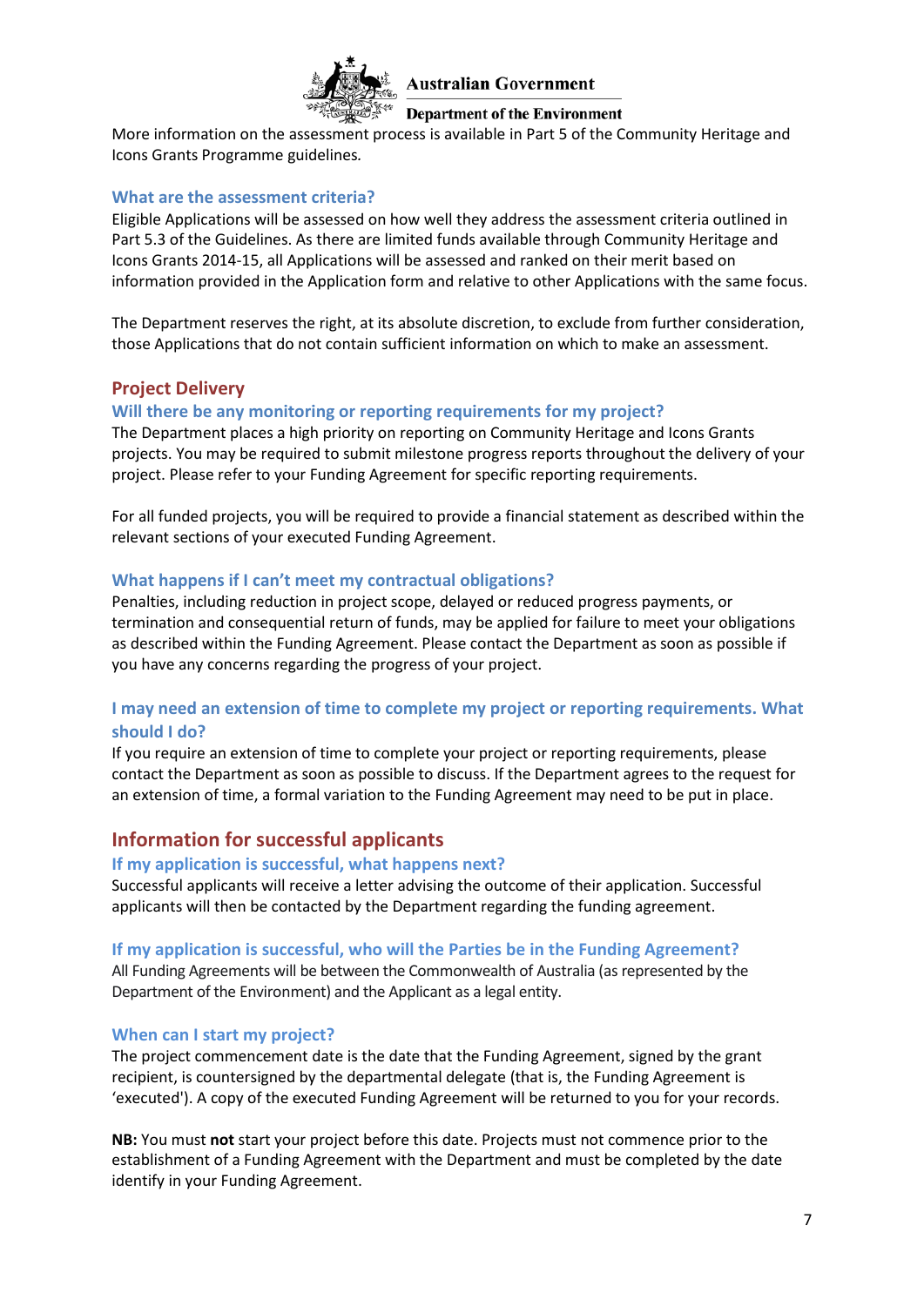More information on the assessment process is available in Part 5 of the Community Heritage and Icons Grants Programme guidelines.

### What are the assessment criteria?

Eligible Applications will be assessed on how well they address the assessment criteria outlined in Part 5.3 of the Guidelines. As there are limited funds available through Community Heritage and Icons Grants 2014-15, all Applications will be assessed and ranked on their merit based on information provided in the Application form and relative to other Applications with the same focus.

The Department reserves the right, at its absolute discretion, to exclude from further consideration, those Applications that do not contain sufficient information on which to make an assessment.

## Project Delivery

### Will there be any monitoring or reporting requirements for my project?

The Department places a high priority on reporting on Community Heritage and Icons Grants projects. You may be required to submit milestone progress reports throughout the delivery of your project. Please refer to your Funding Agreement for specific reporting requirements.

For all funded projects, you will be required to provide a financial statement as described within the relevant sections of your executed Funding Agreement.

### What happens if I can't meet my contractual obligations?

Penalties, including reduction in project scope, delayed or reduced progress payments, or termination and consequential return of funds, may be applied for failure to meet your obligations as described within the Funding Agreement. Please contact the Department as soon as possible if you have any concerns regarding the progress of your project.

### I may need an extension of time to complete my project or reporting requirements. What should I do?

If you require an extension of time to complete your project or reporting requirements, please contact the Department as soon as possible to discuss. If the Department agrees to the request for an extension of time, a formal variation to the Funding Agreement may need to be put in place.

## Information for successful applicants

### If my application is successful, what happens next?

Successful applicants will receive a letter advising the outcome of their application. Successful applicants will then be contacted by the Department regarding the funding agreement.

### If my application is successful, who will the Parties be in the Funding Agreement?

All Funding Agreements will be between the Commonwealth of Australia (as represented by the Department of the Environment) and the Applicant as a legal entity.

### When can I start my project?

The project commencement date is the date that the Funding Agreement, signed by the grant recipient, is countersigned by the departmental delegate (that is, the Funding Agreement is 'executed'). A copy of the executed Funding Agreement will be returned to you for your records.

**NB:** You must **not** start your project before this date. Projects must not commence prior to the establishment of a Funding Agreement with the Department and must be completed by the date identify in your Funding Agreement.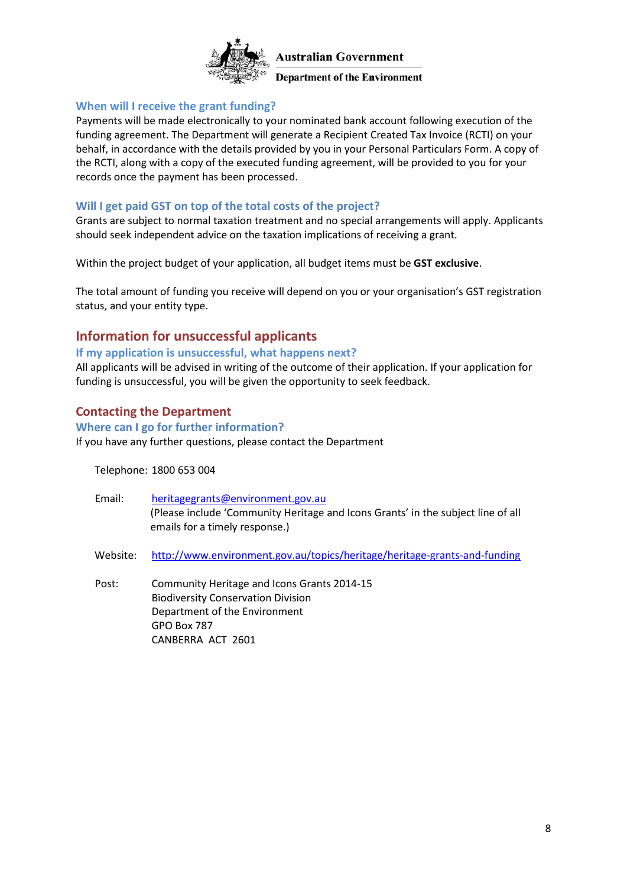Australian Government

Department of the Environment

### When will I receive the grant funding?

Payments will be made electronically to your nominated bank account following execution of the funding agreement. The Department will generate a Recipient Created Tax Invoice (RCTI) on your behalf, in accordance with the details provided by you in your Personal Particulars Form. A copy of the RCTI, along with a copy of the executed funding agreement, will be provided to you for your records once the payment has been processed.

### Will I get paid GST on top of the total costs of the project?

Grants are subject to normal taxation treatment and no special arrangements will apply. Applicants should seek independent advice on the taxation implications of receiving a grant.

Within the project budget of your application, all budget items must be **GST exclusive**.

The total amount of funding you receive will depend on you or your organisation's GST registration status, and your entity type.

## Information for unsuccessful applicants

### If my application is unsuccessful, what happens next?

All applicants will be advised in writing of the outcome of their application. If your application for funding is unsuccessful, you will be given the opportunity to seek feedback.

## Contacting the Department

### Where can I go for further information?

If you have any further questions, please contact the Department

Telephone: 1800 653 004

Email: heritagegrants@environment.gov.au
(Please include 'Community Heritage and Icons Grants' in the subject line of all emails for a timely response.)

Website: http://www.environment.gov.au/topics/heritage/heritage-grants-and-funding

Post: Community Heritage and Icons Grants 2014-15
Biodiversity Conservation Division
Department of the Environment
GPO Box 787
CANBERRA ACT 2601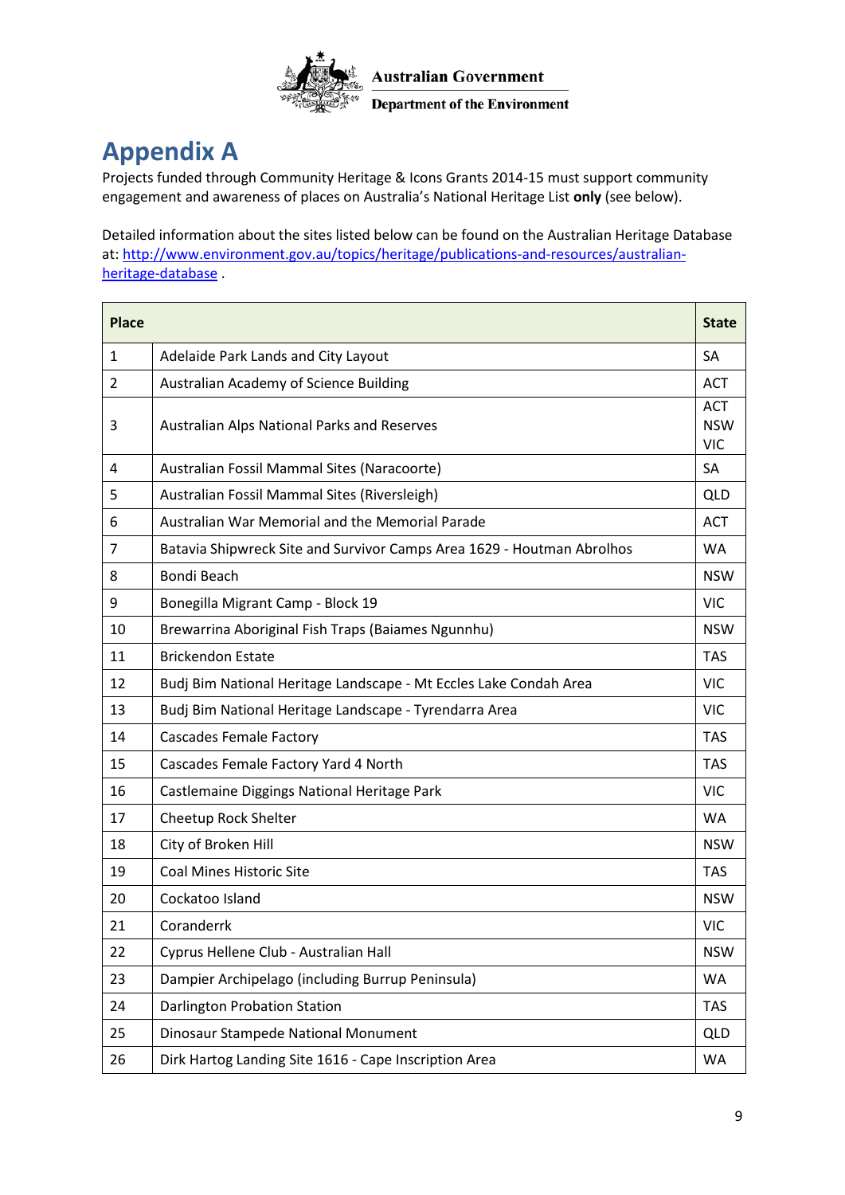Australian Government

Department of the Environment

# Appendix A

Projects funded through Community Heritage & Icons Grants 2014-15 must support community engagement and awareness of places on Australia's National Heritage List **only** (see below).

Detailed information about the sites listed below can be found on the Australian Heritage Database at: [http://www.environment.gov.au/topics/heritage/publications-and-resources/australian-heritage-database](http://www.environment.gov.au/topics/heritage/publications-and-resources/australian-heritage-database) .

| Place | | State |
|---|---|---|
| 1 | Adelaide Park Lands and City Layout | SA |
| 2 | Australian Academy of Science Building | ACT |
| 3 | Australian Alps National Parks and Reserves | ACT NSW VIC |
| 4 | Australian Fossil Mammal Sites (Naracoorte) | SA |
| 5 | Australian Fossil Mammal Sites (Riversleigh) | QLD |
| 6 | Australian War Memorial and the Memorial Parade | ACT |
| 7 | Batavia Shipwreck Site and Survivor Camps Area 1629 - Houtman Abrolhos | WA |
| 8 | Bondi Beach | NSW |
| 9 | Bonegilla Migrant Camp - Block 19 | VIC |
| 10 | Brewarrina Aboriginal Fish Traps (Baiames Ngunnhu) | NSW |
| 11 | Brickendon Estate | TAS |
| 12 | Budj Bim National Heritage Landscape - Mt Eccles Lake Condah Area | VIC |
| 13 | Budj Bim National Heritage Landscape - Tyrendarra Area | VIC |
| 14 | Cascades Female Factory | TAS |
| 15 | Cascades Female Factory Yard 4 North | TAS |
| 16 | Castlemaine Diggings National Heritage Park | VIC |
| 17 | Cheetup Rock Shelter | WA |
| 18 | City of Broken Hill | NSW |
| 19 | Coal Mines Historic Site | TAS |
| 20 | Cockatoo Island | NSW |
| 21 | Coranderrk | VIC |
| 22 | Cyprus Hellene Club - Australian Hall | NSW |
| 23 | Dampier Archipelago (including Burrup Peninsula) | WA |
| 24 | Darlington Probation Station | TAS |
| 25 | Dinosaur Stampede National Monument | QLD |
| 26 | Dirk Hartog Landing Site 1616 - Cape Inscription Area | WA |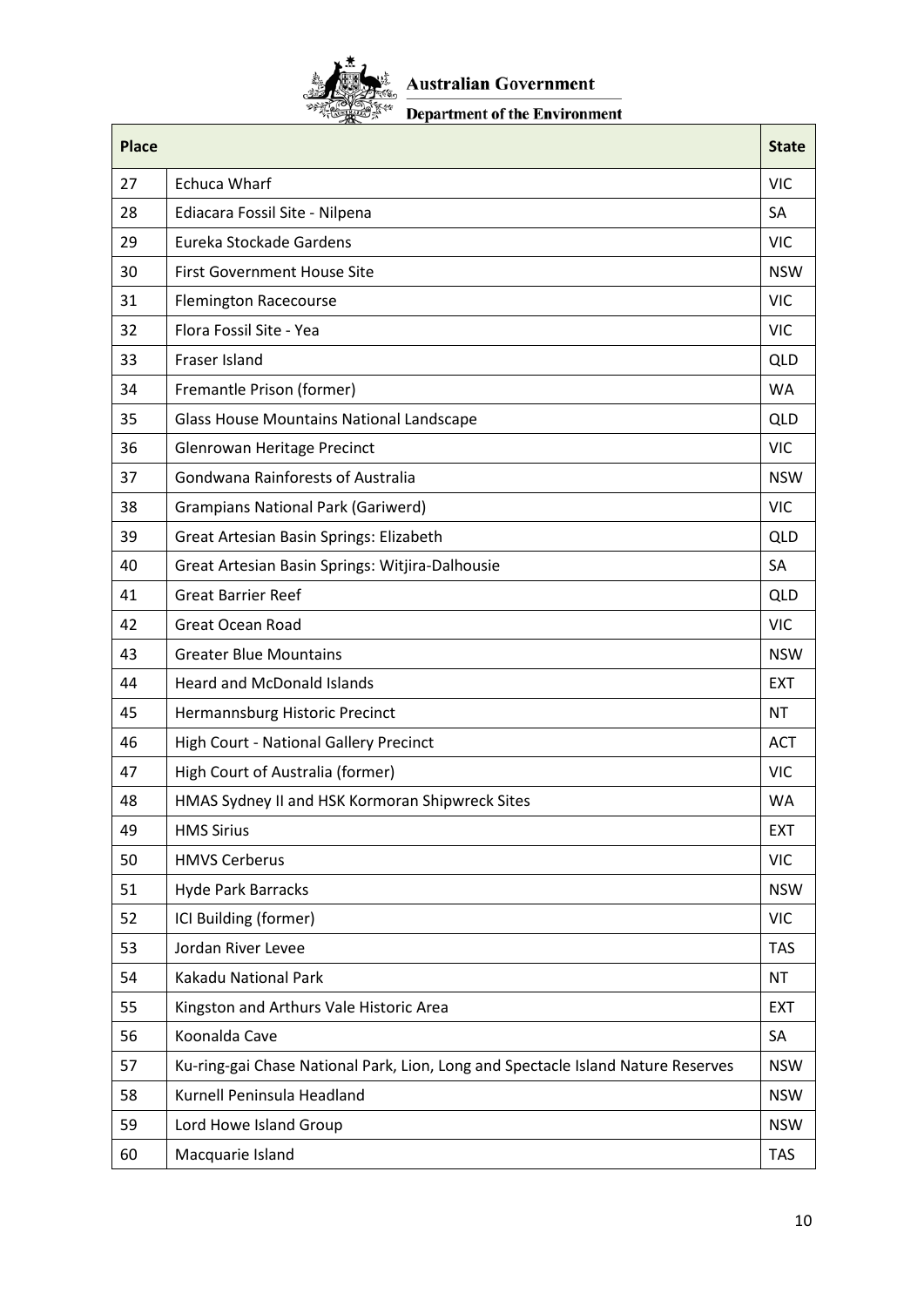| Place | | State |
|---|---|---|
| 27 | Echuca Wharf | VIC |
| 28 | Ediacara Fossil Site - Nilpena | SA |
| 29 | Eureka Stockade Gardens | VIC |
| 30 | First Government House Site | NSW |
| 31 | Flemington Racecourse | VIC |
| 32 | Flora Fossil Site - Yea | VIC |
| 33 | Fraser Island | QLD |
| 34 | Fremantle Prison (former) | WA |
| 35 | Glass House Mountains National Landscape | QLD |
| 36 | Glenrowan Heritage Precinct | VIC |
| 37 | Gondwana Rainforests of Australia | NSW |
| 38 | Grampians National Park (Gariwerd) | VIC |
| 39 | Great Artesian Basin Springs: Elizabeth | QLD |
| 40 | Great Artesian Basin Springs: Witjira-Dalhousie | SA |
| 41 | Great Barrier Reef | QLD |
| 42 | Great Ocean Road | VIC |
| 43 | Greater Blue Mountains | NSW |
| 44 | Heard and McDonald Islands | EXT |
| 45 | Hermannsburg Historic Precinct | NT |
| 46 | High Court - National Gallery Precinct | ACT |
| 47 | High Court of Australia (former) | VIC |
| 48 | HMAS Sydney II and HSK Kormoran Shipwreck Sites | WA |
| 49 | HMS Sirius | EXT |
| 50 | HMVS Cerberus | VIC |
| 51 | Hyde Park Barracks | NSW |
| 52 | ICI Building (former) | VIC |
| 53 | Jordan River Levee | TAS |
| 54 | Kakadu National Park | NT |
| 55 | Kingston and Arthurs Vale Historic Area | EXT |
| 56 | Koonalda Cave | SA |
| 57 | Ku-ring-gai Chase National Park, Lion, Long and Spectacle Island Nature Reserves | NSW |
| 58 | Kurnell Peninsula Headland | NSW |
| 59 | Lord Howe Island Group | NSW |
| 60 | Macquarie Island | TAS |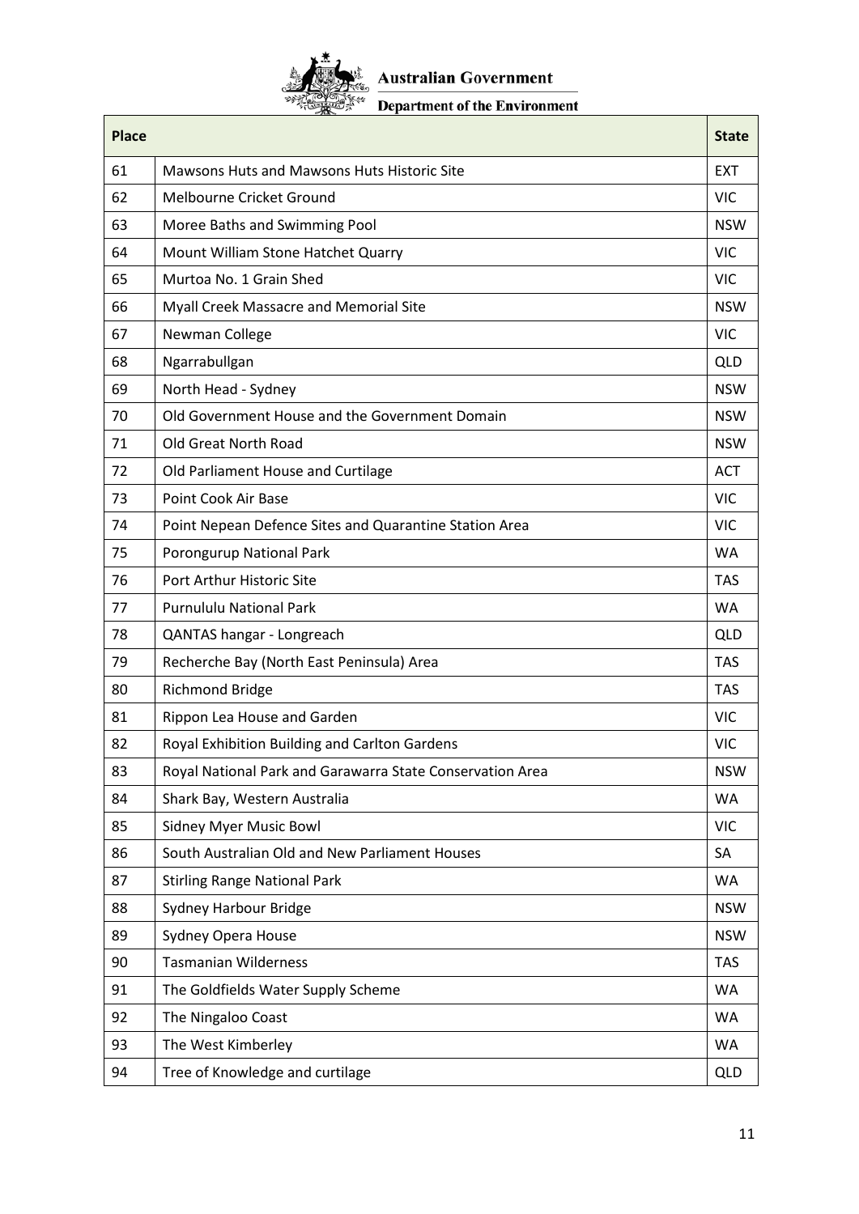| Place | | State |
|---|---|---|
| 61 | Mawsons Huts and Mawsons Huts Historic Site | EXT |
| 62 | Melbourne Cricket Ground | VIC |
| 63 | Moree Baths and Swimming Pool | NSW |
| 64 | Mount William Stone Hatchet Quarry | VIC |
| 65 | Murtoa No. 1 Grain Shed | VIC |
| 66 | Myall Creek Massacre and Memorial Site | NSW |
| 67 | Newman College | VIC |
| 68 | Ngarrabullgan | QLD |
| 69 | North Head - Sydney | NSW |
| 70 | Old Government House and the Government Domain | NSW |
| 71 | Old Great North Road | NSW |
| 72 | Old Parliament House and Curtilage | ACT |
| 73 | Point Cook Air Base | VIC |
| 74 | Point Nepean Defence Sites and Quarantine Station Area | VIC |
| 75 | Porongurup National Park | WA |
| 76 | Port Arthur Historic Site | TAS |
| 77 | Purnululu National Park | WA |
| 78 | QANTAS hangar - Longreach | QLD |
| 79 | Recherche Bay (North East Peninsula) Area | TAS |
| 80 | Richmond Bridge | TAS |
| 81 | Rippon Lea House and Garden | VIC |
| 82 | Royal Exhibition Building and Carlton Gardens | VIC |
| 83 | Royal National Park and Garawarra State Conservation Area | NSW |
| 84 | Shark Bay, Western Australia | WA |
| 85 | Sidney Myer Music Bowl | VIC |
| 86 | South Australian Old and New Parliament Houses | SA |
| 87 | Stirling Range National Park | WA |
| 88 | Sydney Harbour Bridge | NSW |
| 89 | Sydney Opera House | NSW |
| 90 | Tasmanian Wilderness | TAS |
| 91 | The Goldfields Water Supply Scheme | WA |
| 92 | The Ningaloo Coast | WA |
| 93 | The West Kimberley | WA |
| 94 | Tree of Knowledge and curtilage | QLD |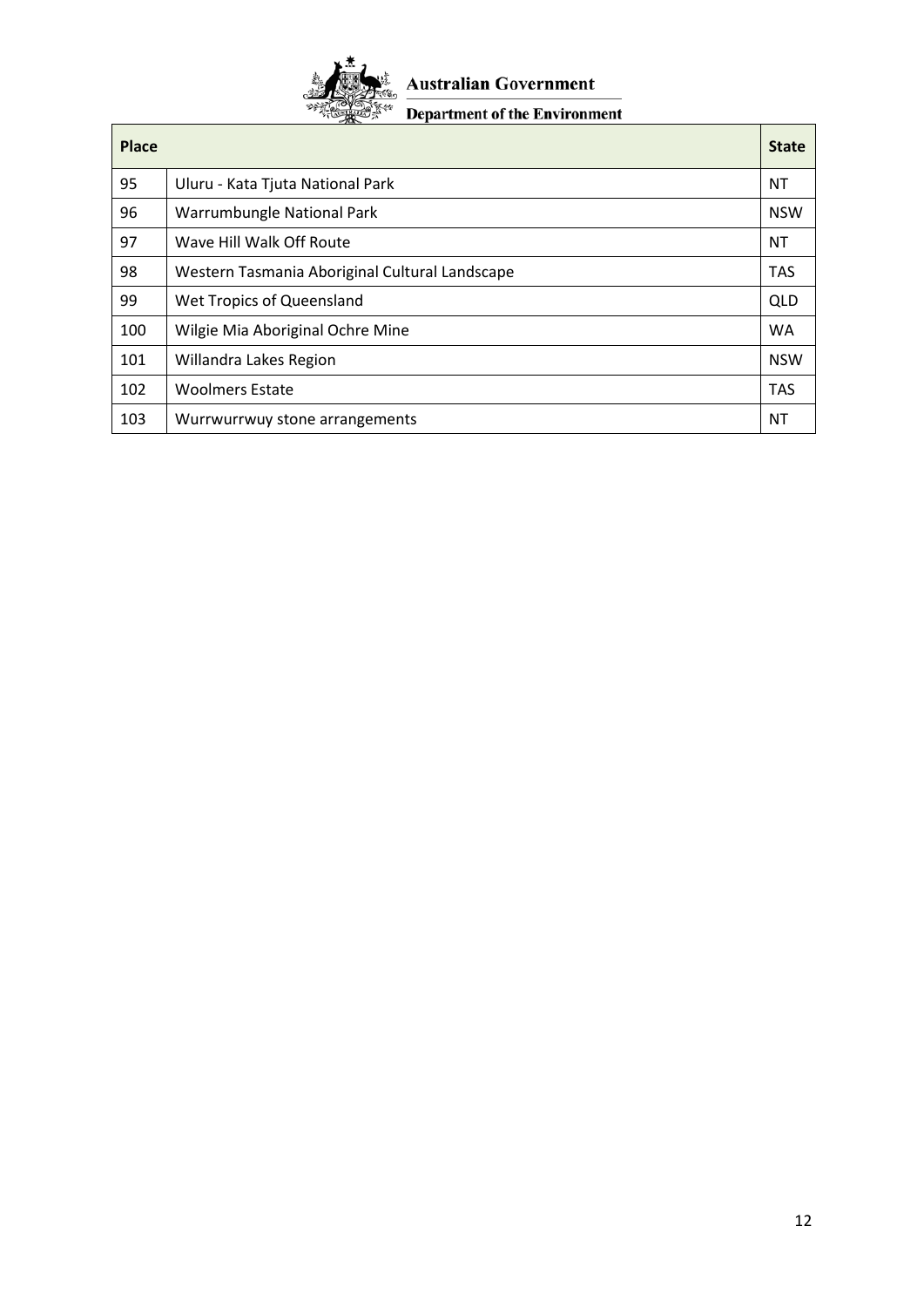| Place | | State |
|---|---|---|
| 95 | Uluru - Kata Tjuta National Park | NT |
| 96 | Warrumbungle National Park | NSW |
| 97 | Wave Hill Walk Off Route | NT |
| 98 | Western Tasmania Aboriginal Cultural Landscape | TAS |
| 99 | Wet Tropics of Queensland | QLD |
| 100 | Wilgie Mia Aboriginal Ochre Mine | WA |
| 101 | Willandra Lakes Region | NSW |
| 102 | Woolmers Estate | TAS |
| 103 | Wurrwurrwuy stone arrangements | NT |